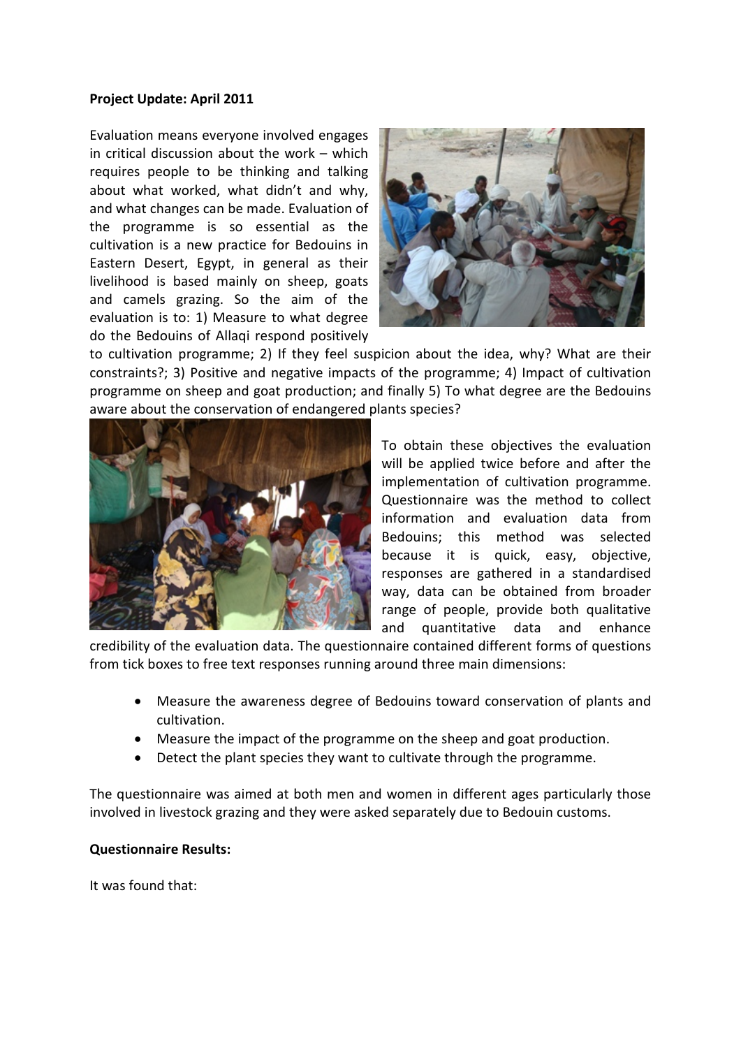**Project Update: April 2011**

Evaluation means everyone involved engages in critical discussion about the work – which requires people to be thinking and talking about what worked, what didn't and why, and what changes can be made. Evaluation of the programme is so essential as the cultivation is a new practice for Bedouins in Eastern Desert, Egypt, in general as their livelihood is based mainly on sheep, goats and camels grazing. So the aim of the evaluation is to: 1) Measure to what degree do the Bedouins of Allaqi respond positively to cultivation programme; 2) If they feel suspicion about the idea, why? What are their constraints?; 3) Positive and negative impacts of the programme; 4) Impact of cultivation programme on sheep and goat production; and finally 5) To what degree are the Bedouins aware about the conservation of endangered plants species?

To obtain these objectives the evaluation will be applied twice before and after the implementation of cultivation programme. Questionnaire was the method to collect information and evaluation data from Bedouins; this method was selected because it is quick, easy, objective, responses are gathered in a standardised way, data can be obtained from broader range of people, provide both qualitative and quantitative data and enhance credibility of the evaluation data. The questionnaire contained different forms of questions from tick boxes to free text responses running around three main dimensions:

- Measure the awareness degree of Bedouins toward conservation of plants and cultivation.
- Measure the impact of the programme on the sheep and goat production.
- Detect the plant species they want to cultivate through the programme.

The questionnaire was aimed at both men and women in different ages particularly those involved in livestock grazing and they were asked separately due to Bedouin customs.

**Questionnaire Results:**

It was found that: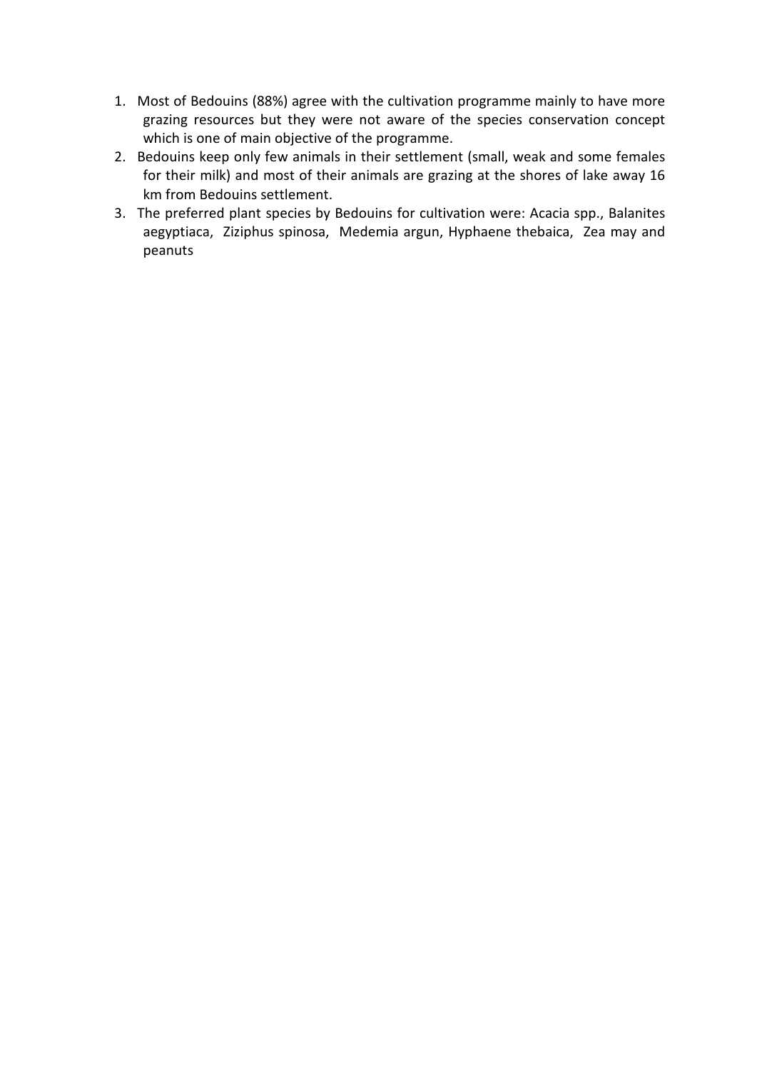1. Most of Bedouins (88%) agree with the cultivation programme mainly to have more grazing resources but they were not aware of the species conservation concept which is one of main objective of the programme.
2. Bedouins keep only few animals in their settlement (small, weak and some females for their milk) and most of their animals are grazing at the shores of lake away 16 km from Bedouins settlement.
3. The preferred plant species by Bedouins for cultivation were: Acacia spp., Balanites aegyptiaca, Ziziphus spinosa, Medemia argun, Hyphaene thebaica, Zea may and peanuts